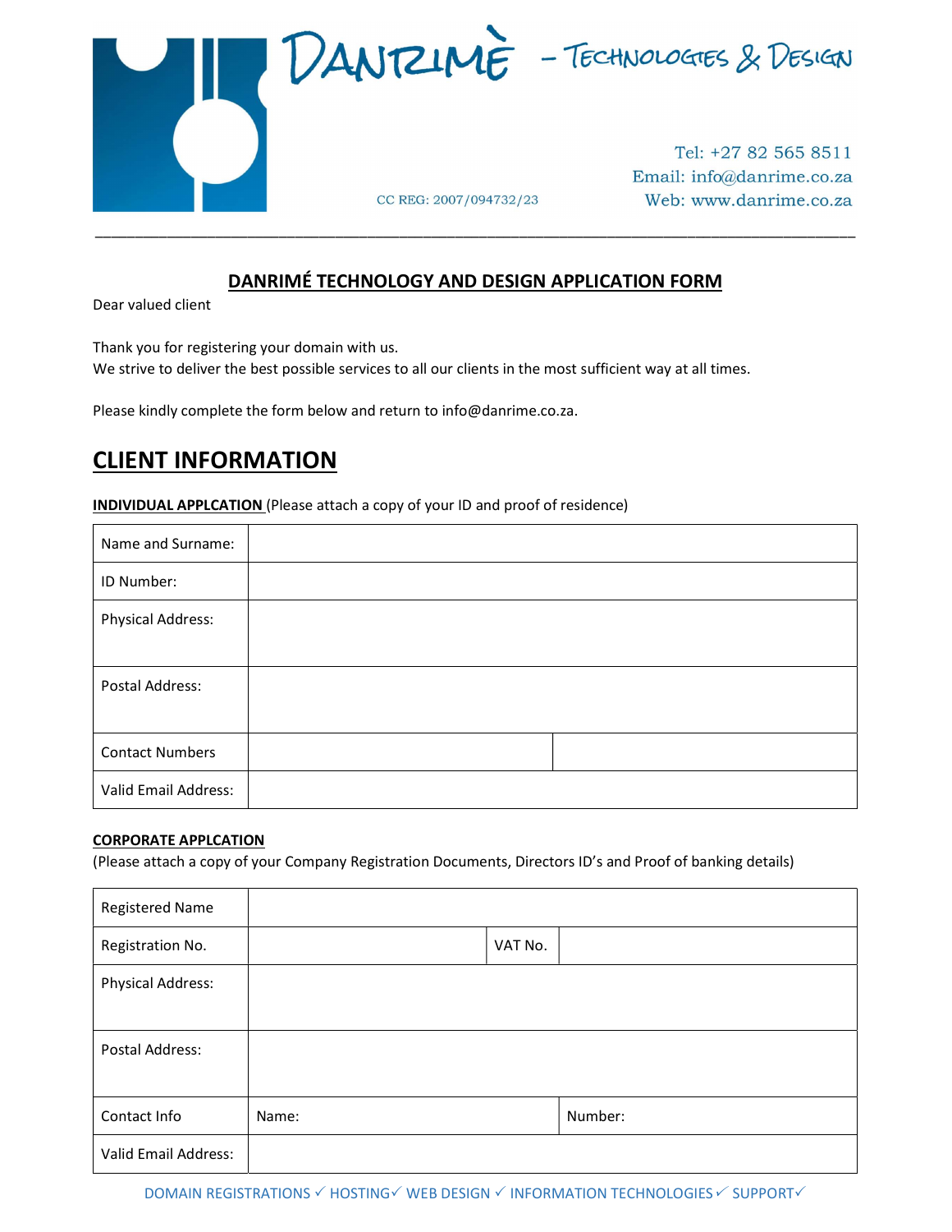DANRIMÈ – TECHNOLOGIES & DESIGN

CC REG: 2007/094732/23

Tel: +27 82 565 8511
Email: info@danrime.co.za
Web: www.danrime.co.za

---

## DANRIMÉ TECHNOLOGY AND DESIGN APPLICATION FORM

Dear valued client

Thank you for registering your domain with us.
We strive to deliver the best possible services to all our clients in the most sufficient way at all times.

Please kindly complete the form below and return to info@danrime.co.za.

# CLIENT INFORMATION

**INDIVIDUAL APPLCATION** (Please attach a copy of your ID and proof of residence)

| | | |
|---|---|---|
| Name and Surname: | | |
| ID Number: | | |
| Physical Address: | | |
| Postal Address: | | |
| Contact Numbers | | |
| Valid Email Address: | | |

**CORPORATE APPLCATION**
(Please attach a copy of your Company Registration Documents, Directors ID's and Proof of banking details)

| | | | |
|---|---|---|---|
| Registered Name | | | |
| Registration No. | | VAT No. | |
| Physical Address: | | | |
| Postal Address: | | | |
| Contact Info | Name: | Number: | |
| Valid Email Address: | | | |

DOMAIN REGISTRATIONS ✓ HOSTING✓ WEB DESIGN ✓ INFORMATION TECHNOLOGIES ✓ SUPPORT✓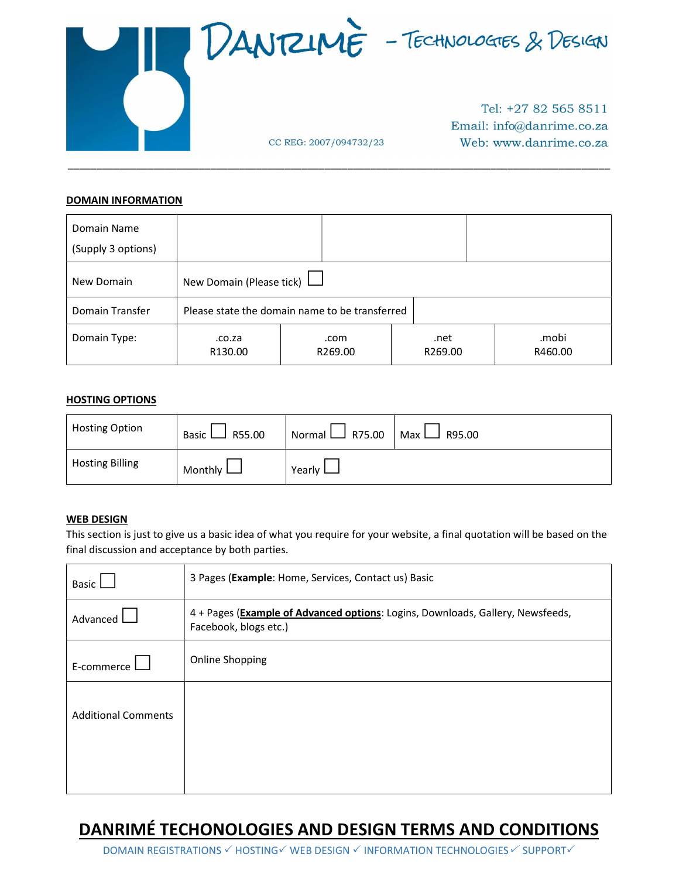DANRIMÈ – TECHNOLOGIES & DESIGN

CC REG: 2007/094732/23

Tel: +27 82 565 8511
Email: info@danrime.co.za
Web: www.danrime.co.za

## DOMAIN INFORMATION

| Domain Name (Supply 3 options) | | | | |
|---|---|---|---|---|
| New Domain | New Domain (Please tick) ☐ | | | |
| Domain Transfer | Please state the domain name to be transferred | | | |
| Domain Type: | .co.za R130.00 | .com R269.00 | .net R269.00 | .mobi R460.00 |

## HOSTING OPTIONS

| Hosting Option | Basic ☐ R55.00 | Normal ☐ R75.00 | Max ☐ R95.00 |
|---|---|---|---|
| Hosting Billing | Monthly ☐ | Yearly ☐ | |

## WEB DESIGN

This section is just to give us a basic idea of what you require for your website, a final quotation will be based on the final discussion and acceptance by both parties.

| | |
|---|---|
| Basic ☐ | 3 Pages (**Example**: Home, Services, Contact us) Basic |
| Advanced ☐ | 4 + Pages (**Example of Advanced options**: Logins, Downloads, Gallery, Newsfeeds, Facebook, blogs etc.) |
| E-commerce ☐ | Online Shopping |
| Additional Comments | |

## DANRIMÉ TECHONOLOGIES AND DESIGN TERMS AND CONDITIONS

DOMAIN REGISTRATIONS ✓ HOSTING✓ WEB DESIGN ✓ INFORMATION TECHNOLOGIES ✓ SUPPORT✓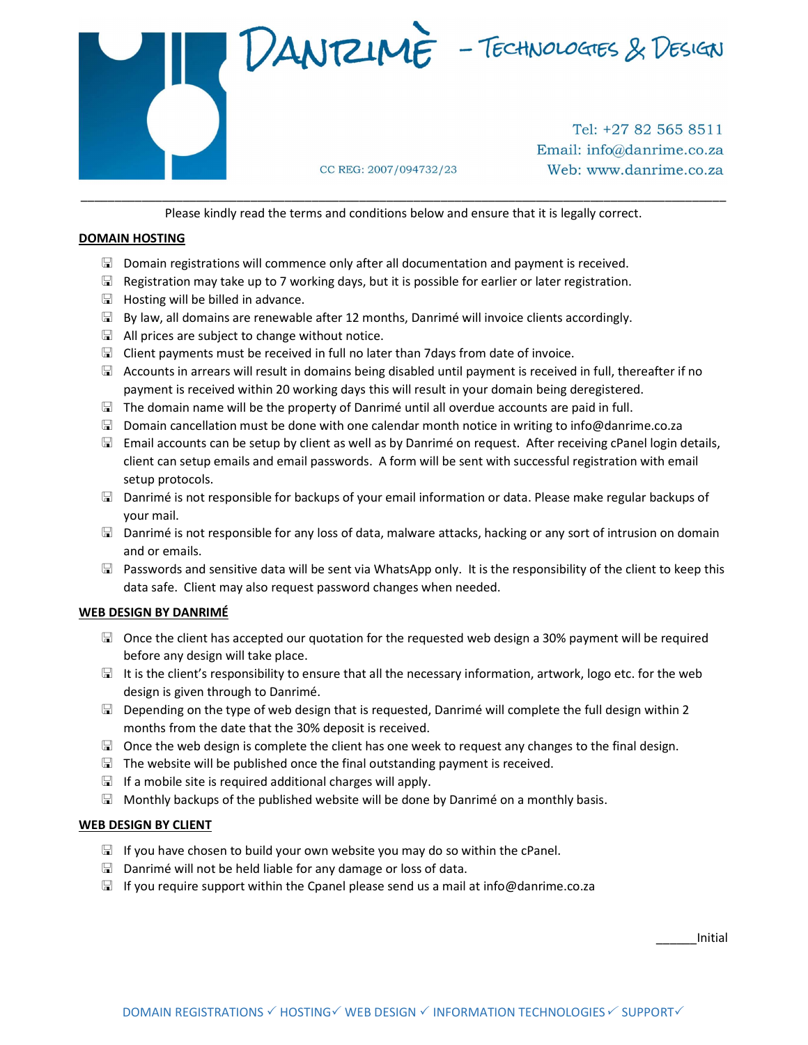# DANRIMÈ – TECHNOLOGIES & DESIGN

CC REG: 2007/094732/23

Tel: +27 82 565 8511
Email: info@danrime.co.za
Web: www.danrime.co.za

---

Please kindly read the terms and conditions below and ensure that it is legally correct.

**DOMAIN HOSTING**

- Domain registrations will commence only after all documentation and payment is received.
- Registration may take up to 7 working days, but it is possible for earlier or later registration.
- Hosting will be billed in advance.
- By law, all domains are renewable after 12 months, Danrimé will invoice clients accordingly.
- All prices are subject to change without notice.
- Client payments must be received in full no later than 7days from date of invoice.
- Accounts in arrears will result in domains being disabled until payment is received in full, thereafter if no payment is received within 20 working days this will result in your domain being deregistered.
- The domain name will be the property of Danrimé until all overdue accounts are paid in full.
- Domain cancellation must be done with one calendar month notice in writing to info@danrime.co.za
- Email accounts can be setup by client as well as by Danrimé on request. After receiving cPanel login details, client can setup emails and email passwords. A form will be sent with successful registration with email setup protocols.
- Danrimé is not responsible for backups of your email information or data. Please make regular backups of your mail.
- Danrimé is not responsible for any loss of data, malware attacks, hacking or any sort of intrusion on domain and or emails.
- Passwords and sensitive data will be sent via WhatsApp only. It is the responsibility of the client to keep this data safe. Client may also request password changes when needed.

**WEB DESIGN BY DANRIMÉ**

- Once the client has accepted our quotation for the requested web design a 30% payment will be required before any design will take place.
- It is the client's responsibility to ensure that all the necessary information, artwork, logo etc. for the web design is given through to Danrimé.
- Depending on the type of web design that is requested, Danrimé will complete the full design within 2 months from the date that the 30% deposit is received.
- Once the web design is complete the client has one week to request any changes to the final design.
- The website will be published once the final outstanding payment is received.
- If a mobile site is required additional charges will apply.
- Monthly backups of the published website will be done by Danrimé on a monthly basis.

**WEB DESIGN BY CLIENT**

- If you have chosen to build your own website you may do so within the cPanel.
- Danrimé will not be held liable for any damage or loss of data.
- If you require support within the Cpanel please send us a mail at info@danrime.co.za

______Initial

DOMAIN REGISTRATIONS ✓ HOSTING✓ WEB DESIGN ✓ INFORMATION TECHNOLOGIES ✓ SUPPORT✓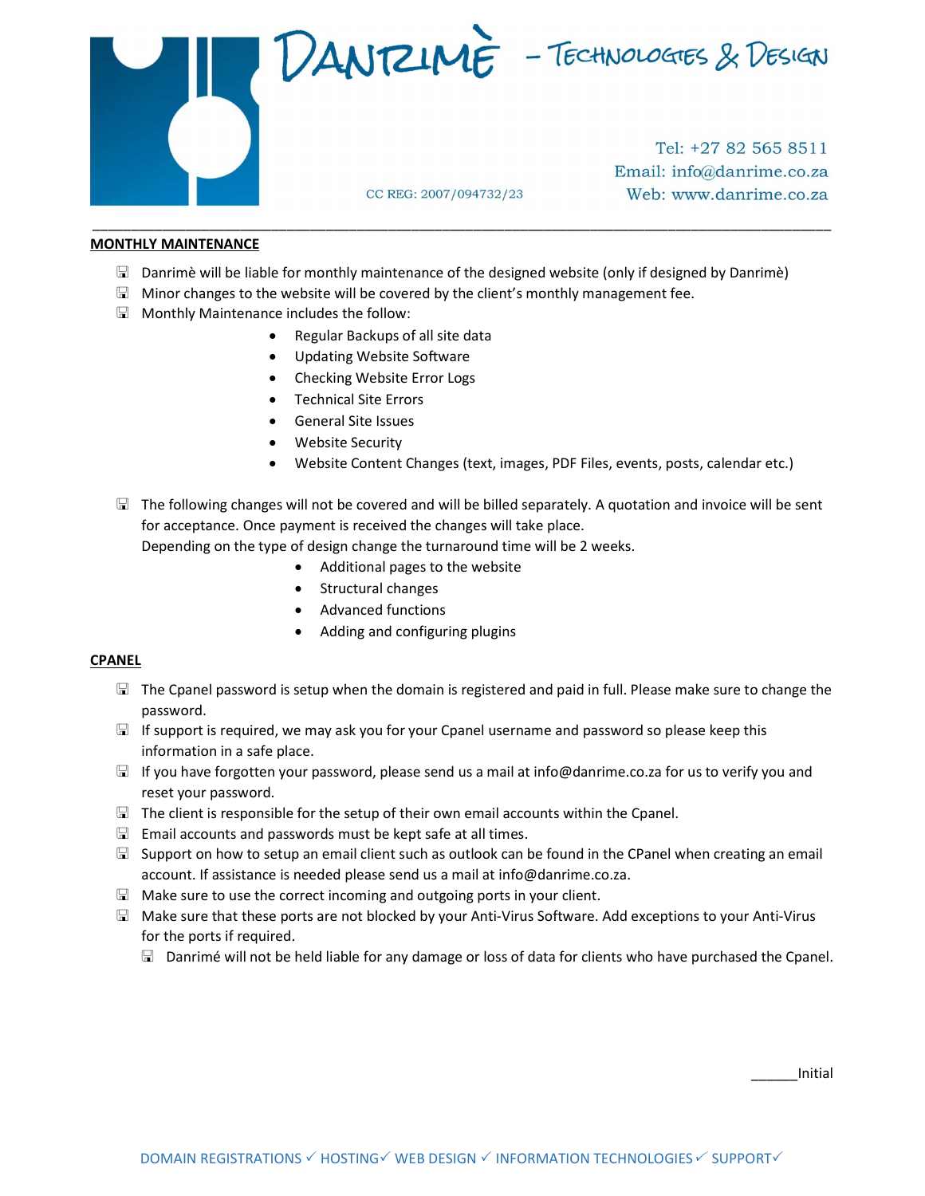## MONTHLY MAINTENANCE

- Danrimè will be liable for monthly maintenance of the designed website (only if designed by Danrimè)
- Minor changes to the website will be covered by the client's monthly management fee.
- Monthly Maintenance includes the follow:
    - Regular Backups of all site data
    - Updating Website Software
    - Checking Website Error Logs
    - Technical Site Errors
    - General Site Issues
    - Website Security
    - Website Content Changes (text, images, PDF Files, events, posts, calendar etc.)
- The following changes will not be covered and will be billed separately. A quotation and invoice will be sent for acceptance. Once payment is received the changes will take place.
  Depending on the type of design change the turnaround time will be 2 weeks.
    - Additional pages to the website
    - Structural changes
    - Advanced functions
    - Adding and configuring plugins

## CPANEL

- The Cpanel password is setup when the domain is registered and paid in full. Please make sure to change the password.
- If support is required, we may ask you for your Cpanel username and password so please keep this information in a safe place.
- If you have forgotten your password, please send us a mail at info@danrime.co.za for us to verify you and reset your password.
- The client is responsible for the setup of their own email accounts within the Cpanel.
- Email accounts and passwords must be kept safe at all times.
- Support on how to setup an email client such as outlook can be found in the CPanel when creating an email account. If assistance is needed please send us a mail at info@danrime.co.za.
- Make sure to use the correct incoming and outgoing ports in your client.
- Make sure that these ports are not blocked by your Anti-Virus Software. Add exceptions to your Anti-Virus for the ports if required.
    - Danrimé will not be held liable for any damage or loss of data for clients who have purchased the Cpanel.

______Initial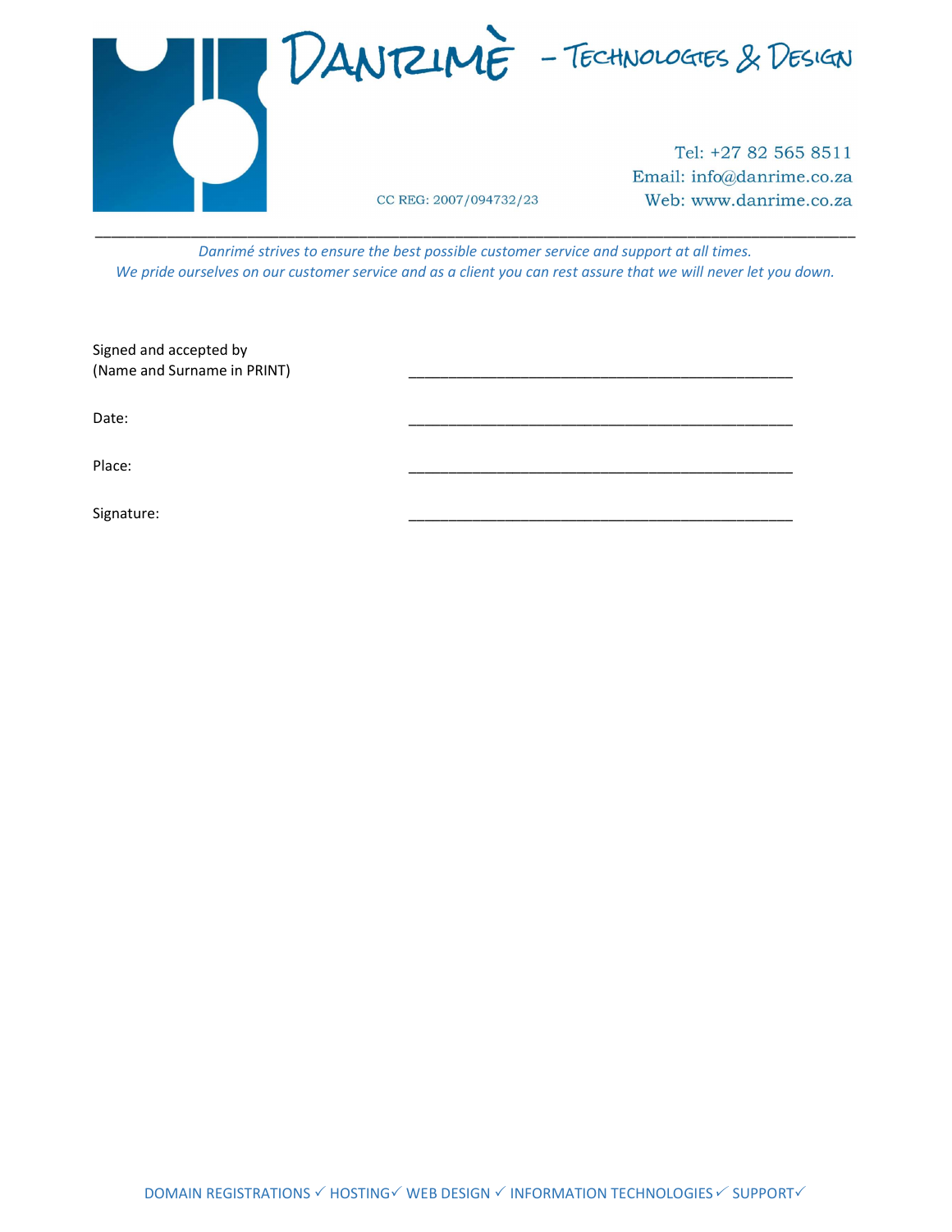DANRIMÈ – TECHNOLOGIES & DESIGN

CC REG: 2007/094732/23

Tel: +27 82 565 8511
Email: info@danrime.co.za
Web: www.danrime.co.za

*Danrimé strives to ensure the best possible customer service and support at all times.*
*We pride ourselves on our customer service and as a client you can rest assure that we will never let you down.*

Signed and accepted by
(Name and Surname in PRINT) ________________________________________________

Date: ________________________________________________

Place: ________________________________________________

Signature: ________________________________________________

DOMAIN REGISTRATIONS ✓ HOSTING✓ WEB DESIGN ✓ INFORMATION TECHNOLOGIES ✓ SUPPORT✓